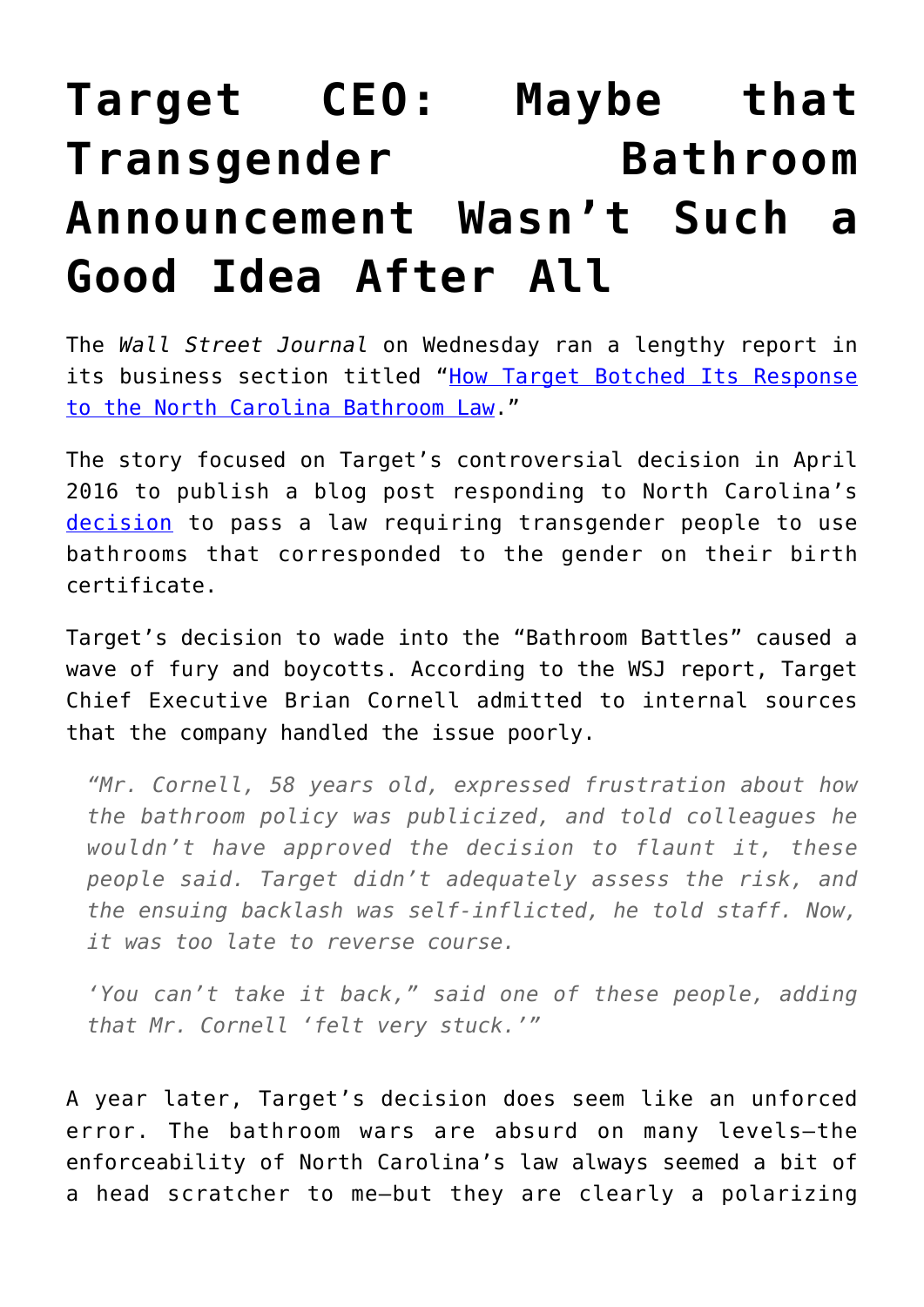# Target CEO: Maybe that Transgender Bathroom Announcement Wasn't Such a Good Idea After All

The *Wall Street Journal* on Wednesday ran a lengthy report in its business section titled "[How Target Botched Its Response to the North Carolina Bathroom Law](#)."

The story focused on Target's controversial decision in April 2016 to publish a blog post responding to North Carolina's [decision](#) to pass a law requiring transgender people to use bathrooms that corresponded to the gender on their birth certificate.

Target's decision to wade into the "Bathroom Battles" caused a wave of fury and boycotts. According to the WSJ report, Target Chief Executive Brian Cornell admitted to internal sources that the company handled the issue poorly.

> *"Mr. Cornell, 58 years old, expressed frustration about how the bathroom policy was publicized, and told colleagues he wouldn't have approved the decision to flaunt it, these people said. Target didn't adequately assess the risk, and the ensuing backlash was self-inflicted, he told staff. Now, it was too late to reverse course.*
>
> *'You can't take it back," said one of these people, adding that Mr. Cornell 'felt very stuck.'"*

A year later, Target's decision does seem like an unforced error. The bathroom wars are absurd on many levels—the enforceability of North Carolina's law always seemed a bit of a head scratcher to me—but they are clearly a polarizing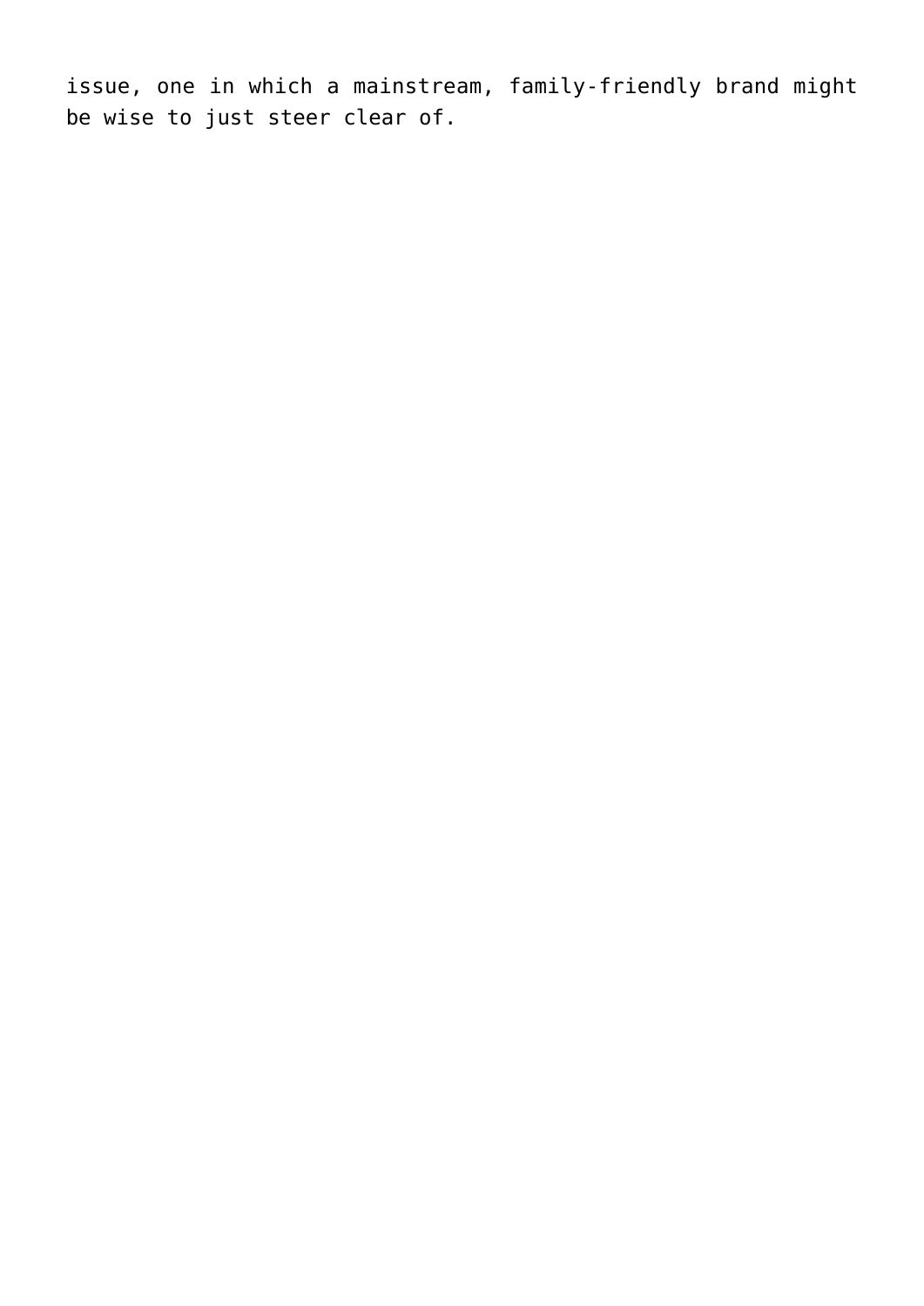issue, one in which a mainstream, family-friendly brand might be wise to just steer clear of.